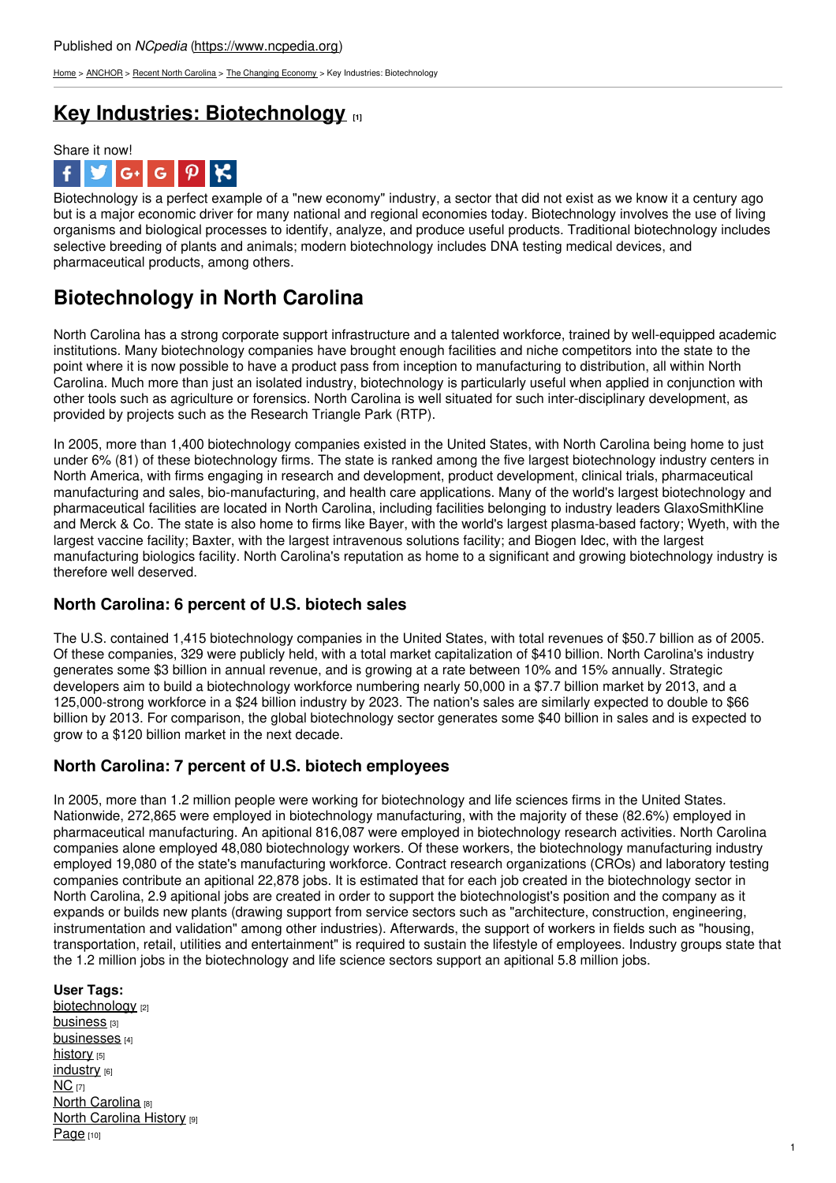Published on *NCpedia* (https://www.ncpedia.org)

Home > ANCHOR > Recent North Carolina > The Changing Economy > Key Industries: Biotechnology

# Key Industries: Biotechnology [1]

Share it now!

Biotechnology is a perfect example of a "new economy" industry, a sector that did not exist as we know it a century ago but is a major economic driver for many national and regional economies today. Biotechnology involves the use of living organisms and biological processes to identify, analyze, and produce useful products. Traditional biotechnology includes selective breeding of plants and animals; modern biotechnology includes DNA testing medical devices, and pharmaceutical products, among others.

## Biotechnology in North Carolina

North Carolina has a strong corporate support infrastructure and a talented workforce, trained by well-equipped academic institutions. Many biotechnology companies have brought enough facilities and niche competitors into the state to the point where it is now possible to have a product pass from inception to manufacturing to distribution, all within North Carolina. Much more than just an isolated industry, biotechnology is particularly useful when applied in conjunction with other tools such as agriculture or forensics. North Carolina is well situated for such inter-disciplinary development, as provided by projects such as the Research Triangle Park (RTP).

In 2005, more than 1,400 biotechnology companies existed in the United States, with North Carolina being home to just under 6% (81) of these biotechnology firms. The state is ranked among the five largest biotechnology industry centers in North America, with firms engaging in research and development, product development, clinical trials, pharmaceutical manufacturing and sales, bio-manufacturing, and health care applications. Many of the world's largest biotechnology and pharmaceutical facilities are located in North Carolina, including facilities belonging to industry leaders GlaxoSmithKline and Merck & Co. The state is also home to firms like Bayer, with the world's largest plasma-based factory; Wyeth, with the largest vaccine facility; Baxter, with the largest intravenous solutions facility; and Biogen Idec, with the largest manufacturing biologics facility. North Carolina's reputation as home to a significant and growing biotechnology industry is therefore well deserved.

### North Carolina: 6 percent of U.S. biotech sales

The U.S. contained 1,415 biotechnology companies in the United States, with total revenues of $50.7 billion as of 2005. Of these companies, 329 were publicly held, with a total market capitalization of $410 billion. North Carolina's industry generates some $3 billion in annual revenue, and is growing at a rate between 10% and 15% annually. Strategic developers aim to build a biotechnology workforce numbering nearly 50,000 in a $7.7 billion market by 2013, and a 125,000-strong workforce in a $24 billion industry by 2023. The nation's sales are similarly expected to double to $66 billion by 2013. For comparison, the global biotechnology sector generates some $40 billion in sales and is expected to grow to a $120 billion market in the next decade.

### North Carolina: 7 percent of U.S. biotech employees

In 2005, more than 1.2 million people were working for biotechnology and life sciences firms in the United States. Nationwide, 272,865 were employed in biotechnology manufacturing, with the majority of these (82.6%) employed in pharmaceutical manufacturing. An apitional 816,087 were employed in biotechnology research activities. North Carolina companies alone employed 48,080 biotechnology workers. Of these workers, the biotechnology manufacturing industry employed 19,080 of the state's manufacturing workforce. Contract research organizations (CROs) and laboratory testing companies contribute an apitional 22,878 jobs. It is estimated that for each job created in the biotechnology sector in North Carolina, 2.9 apitional jobs are created in order to support the biotechnologist's position and the company as it expands or builds new plants (drawing support from service sectors such as "architecture, construction, engineering, instrumentation and validation" among other industries). Afterwards, the support of workers in fields such as "housing, transportation, retail, utilities and entertainment" is required to sustain the lifestyle of employees. Industry groups state that the 1.2 million jobs in the biotechnology and life science sectors support an apitional 5.8 million jobs.

**User Tags:**

biotechnology [2]
business [3]
businesses [4]
history [5]
industry [6]
NC [7]
North Carolina [8]
North Carolina History [9]
Page [10]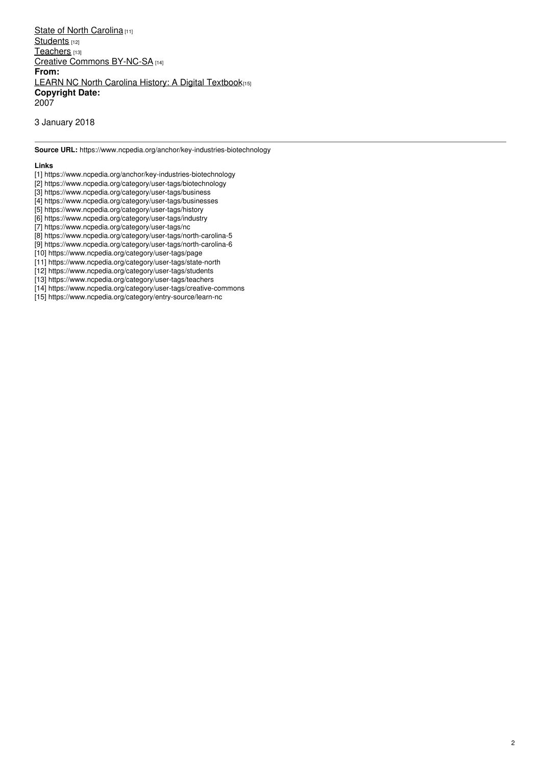State of North Carolina [11]
Students [12]
Teachers [13]
Creative Commons BY-NC-SA [14]
**From:**
LEARN NC North Carolina History: A Digital Textbook[15]
**Copyright Date:**
2007

3 January 2018

---

**Source URL:** https://www.ncpedia.org/anchor/key-industries-biotechnology

**Links**

[1] https://www.ncpedia.org/anchor/key-industries-biotechnology
[2] https://www.ncpedia.org/category/user-tags/biotechnology
[3] https://www.ncpedia.org/category/user-tags/business
[4] https://www.ncpedia.org/category/user-tags/businesses
[5] https://www.ncpedia.org/category/user-tags/history
[6] https://www.ncpedia.org/category/user-tags/industry
[7] https://www.ncpedia.org/category/user-tags/nc
[8] https://www.ncpedia.org/category/user-tags/north-carolina-5
[9] https://www.ncpedia.org/category/user-tags/north-carolina-6
[10] https://www.ncpedia.org/category/user-tags/page
[11] https://www.ncpedia.org/category/user-tags/state-north
[12] https://www.ncpedia.org/category/user-tags/students
[13] https://www.ncpedia.org/category/user-tags/teachers
[14] https://www.ncpedia.org/category/user-tags/creative-commons
[15] https://www.ncpedia.org/category/entry-source/learn-nc